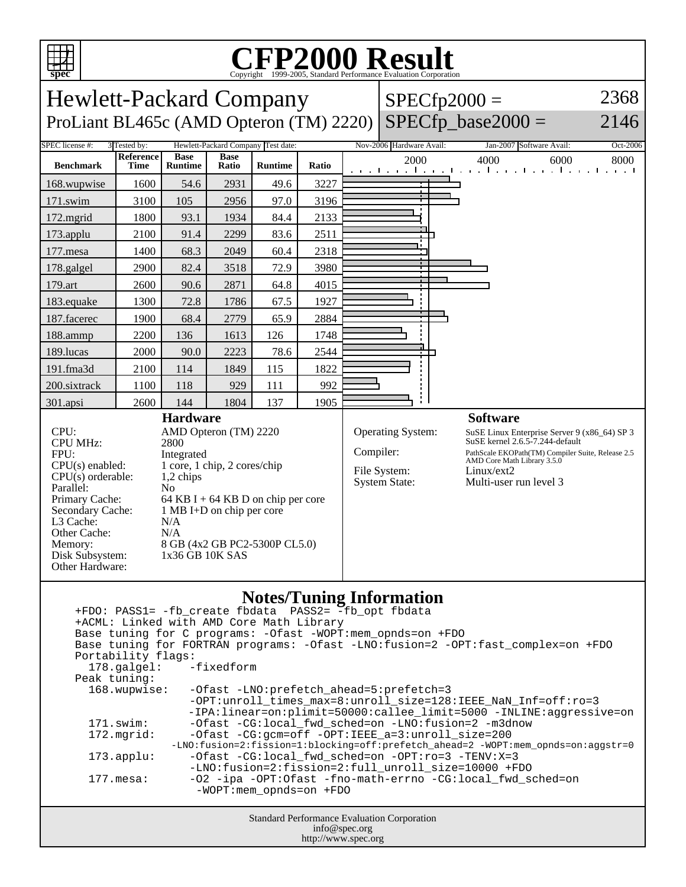# CFP2000 Result

Copyright 1999-2005, Standard Performance Evaluation Corporation

## Hewlett-Packard Company
ProLiant BL465c (AMD Opteron (TM) 2220)

SPECfp2000 = 2368
SPECfp_base2000 = 2146

| SPEC license #: | 3 | Tested by: | Hewlett-Packard Company | Test date: | Nov-2006 | Hardware Avail: | Jan-2007 | Software Avail: | Oct-2006 |
|---|---|---|---|---|---|---|---|---|---|

| Benchmark | Reference Time | Base Runtime | Base Ratio | Runtime | Ratio |
|---|---|---|---|---|---|
| 168.wupwise | 1600 | 54.6 | 2931 | 49.6 | 3227 |
| 171.swim | 3100 | 105 | 2956 | 97.0 | 3196 |
| 172.mgrid | 1800 | 93.1 | 1934 | 84.4 | 2133 |
| 173.applu | 2100 | 91.4 | 2299 | 83.6 | 2511 |
| 177.mesa | 1400 | 68.3 | 2049 | 60.4 | 2318 |
| 178.galgel | 2900 | 82.4 | 3518 | 72.9 | 3980 |
| 179.art | 2600 | 90.6 | 2871 | 64.8 | 4015 |
| 183.equake | 1300 | 72.8 | 1786 | 67.5 | 1927 |
| 187.facerec | 1900 | 68.4 | 2779 | 65.9 | 2884 |
| 188.ammp | 2200 | 136 | 1613 | 126 | 1748 |
| 189.lucas | 2000 | 90.0 | 2223 | 78.6 | 2544 |
| 191.fma3d | 2100 | 114 | 1849 | 115 | 1822 |
| 200.sixtrack | 1100 | 118 | 929 | 111 | 992 |
| 301.apsi | 2600 | 144 | 1804 | 137 | 1905 |

### Hardware

| | |
|---|---|
| CPU: | AMD Opteron (TM) 2220 |
| CPU MHz: | 2800 |
| FPU: | Integrated |
| CPU(s) enabled: | 1 core, 1 chip, 2 cores/chip |
| CPU(s) orderable: | 1,2 chips |
| Parallel: | No |
| Primary Cache: | 64 KB I + 64 KB D on chip per core |
| Secondary Cache: | 1 MB I+D on chip per core |
| L3 Cache: | N/A |
| Other Cache: | N/A |
| Memory: | 8 GB (4x2 GB PC2-5300P CL5.0) |
| Disk Subsystem: | 1x36 GB 10K SAS |
| Other Hardware: | |

### Software

| | |
|---|---|
| Operating System: | SuSE Linux Enterprise Server 9 (x86_64) SP 3 SuSE kernel 2.6.5-7.244-default |
| Compiler: | PathScale EKOPath(TM) Compiler Suite, Release 2.5 AMD Core Math Library 3.5.0 |
| File System: | Linux/ext2 |
| System State: | Multi-user run level 3 |

### Notes/Tuning Information

```
+FDO: PASS1= -fb_create fbdata  PASS2= -fb_opt fbdata
+ACML: Linked with AMD Core Math Library
Base tuning for C programs: -Ofast -WOPT:mem_opnds=on +FDO
Base tuning for FORTRAN programs: -Ofast -LNO:fusion=2 -OPT:fast_complex=on +FDO
Portability flags:
  178.galgel:    -fixedform
Peak tuning:
  168.wupwise:   -Ofast -LNO:prefetch_ahead=5:prefetch=3
                 -OPT:unroll_times_max=8:unroll_size=128:IEEE_NaN_Inf=off:ro=3
                 -IPA:linear=on:plimit=50000:callee_limit=5000 -INLINE:aggressive=on
  171.swim:      -Ofast -CG:local_fwd_sched=on -LNO:fusion=2 -m3dnow
  172.mgrid:     -Ofast -CG:gcm=off -OPT:IEEE_a=3:unroll_size=200
              -LNO:fusion=2:fission=1:blocking=off:prefetch_ahead=2 -WOPT:mem_opnds=on:aggstr=0
  173.applu:     -Ofast -CG:local_fwd_sched=on -OPT:ro=3 -TENV:X=3
                 -LNO:fusion=2:fission=2:full_unroll_size=10000 +FDO
  177.mesa:      -O2 -ipa -OPT:Ofast -fno-math-errno -CG:local_fwd_sched=on
                  -WOPT:mem_opnds=on +FDO
```

Standard Performance Evaluation Corporation
info@spec.org
http://www.spec.org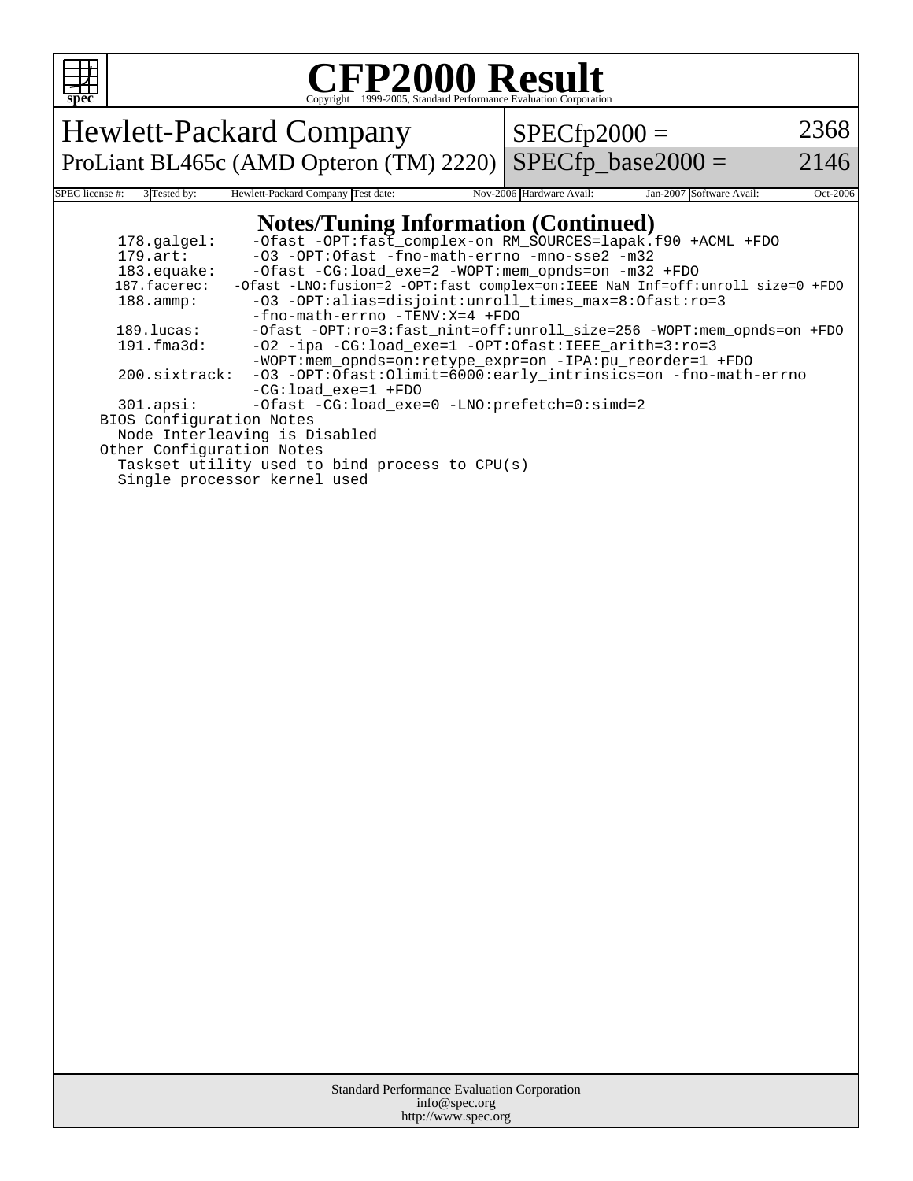# CFP2000 Result

Copyright 1999-2005, Standard Performance Evaluation Corporation

| Hewlett-Packard Company | SPECfp2000 = | 2368 |
|---|---|---|
| ProLiant BL465c (AMD Opteron (TM) 2220) | SPECfp_base2000 = | 2146 |

| SPEC license #: | 3 | Tested by: | Hewlett-Packard Company | Test date: | Nov-2006 | Hardware Avail: | Jan-2007 | Software Avail: | Oct-2006 |
|---|---|---|---|---|---|---|---|---|---|

## Notes/Tuning Information (Continued)

```
    178.galgel:     -Ofast -OPT:fast_complex-on RM_SOURCES=lapak.f90 +ACML +FDO
    179.art:        -O3 -OPT:Ofast -fno-math-errno -mno-sse2 -m32
    183.equake:     -Ofast -CG:load_exe=2 -WOPT:mem_opnds=on -m32 +FDO
    187.facerec:   -Ofast -LNO:fusion=2 -OPT:fast_complex=on:IEEE_NaN_Inf=off:unroll_size=0 +FDO
    188.ammp:       -O3 -OPT:alias=disjoint:unroll_times_max=8:Ofast:ro=3
                    -fno-math-errno -TENV:X=4 +FDO
    189.lucas:      -Ofast -OPT:ro=3:fast_nint=off:unroll_size=256 -WOPT:mem_opnds=on +FDO
    191.fma3d:      -O2 -ipa -CG:load_exe=1 -OPT:Ofast:IEEE_arith=3:ro=3
                    -WOPT:mem_opnds=on:retype_expr=on -IPA:pu_reorder=1 +FDO
    200.sixtrack:   -O3 -OPT:Ofast:Olimit=6000:early_intrinsics=on -fno-math-errno
                    -CG:load_exe=1 +FDO
    301.apsi:       -Ofast -CG:load_exe=0 -LNO:prefetch=0:simd=2
  BIOS Configuration Notes
    Node Interleaving is Disabled
  Other Configuration Notes
    Taskset utility used to bind process to CPU(s)
    Single processor kernel used
```

Standard Performance Evaluation Corporation
info@spec.org
http://www.spec.org